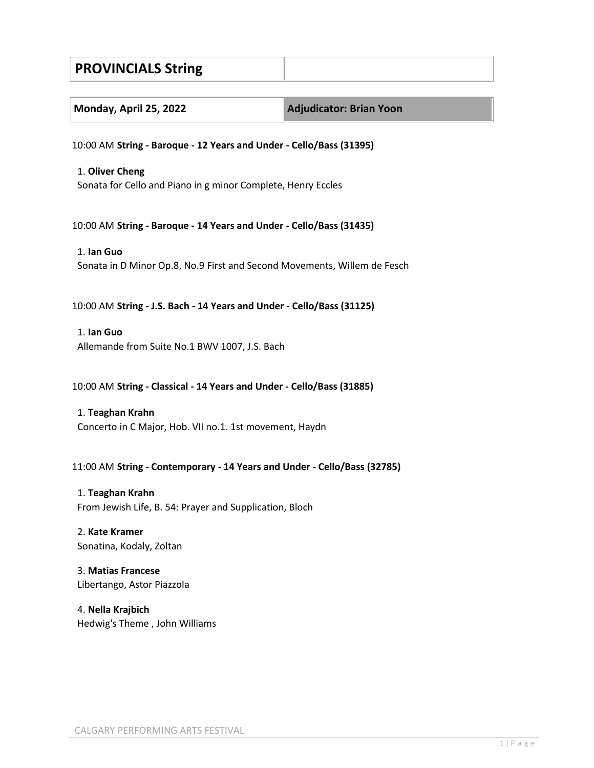# PROVINCIALS String

| Monday, April 25, 2022 | Adjudicator: Brian Yoon |
| --- | --- |

10:00 AM **String - Baroque - 12 Years and Under - Cello/Bass (31395)**

1. **Oliver Cheng**
Sonata for Cello and Piano in g minor Complete, Henry Eccles

10:00 AM **String - Baroque - 14 Years and Under - Cello/Bass (31435)**

1. **Ian Guo**
Sonata in D Minor Op.8, No.9 First and Second Movements, Willem de Fesch

10:00 AM **String - J.S. Bach - 14 Years and Under - Cello/Bass (31125)**

1. **Ian Guo**
Allemande from Suite No.1 BWV 1007, J.S. Bach

10:00 AM **String - Classical - 14 Years and Under - Cello/Bass (31885)**

1. **Teaghan Krahn**
Concerto in C Major, Hob. VII no.1. 1st movement, Haydn

11:00 AM **String - Contemporary - 14 Years and Under - Cello/Bass (32785)**

1. **Teaghan Krahn**
From Jewish Life, B. 54: Prayer and Supplication, Bloch

2. **Kate Kramer**
Sonatina, Kodaly, Zoltan

3. **Matias Francese**
Libertango, Astor Piazzola

4. **Nella Krajbich**
Hedwig's Theme , John Williams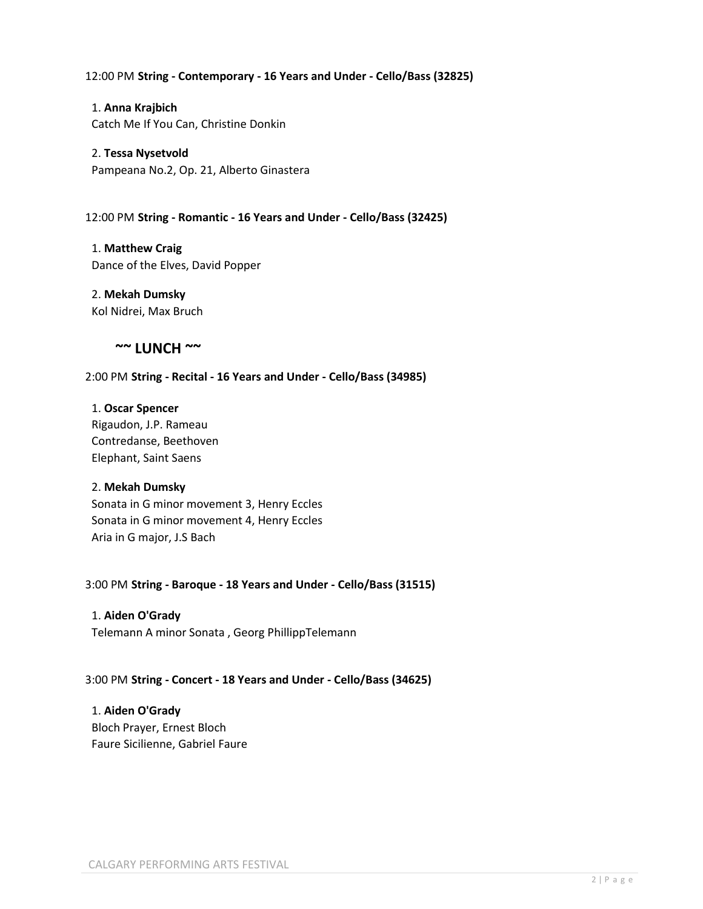12:00 PM **String - Contemporary - 16 Years and Under - Cello/Bass (32825)**

1. **Anna Krajbich**
   Catch Me If You Can, Christine Donkin

2. **Tessa Nysetvold**
   Pampeana No.2, Op. 21, Alberto Ginastera

12:00 PM **String - Romantic - 16 Years and Under - Cello/Bass (32425)**

1. **Matthew Craig**
   Dance of the Elves, David Popper

2. **Mekah Dumsky**
   Kol Nidrei, Max Bruch

**~~ LUNCH ~~**

2:00 PM **String - Recital - 16 Years and Under - Cello/Bass (34985)**

1. **Oscar Spencer**
   Rigaudon, J.P. Rameau
   Contredanse, Beethoven
   Elephant, Saint Saens

2. **Mekah Dumsky**
   Sonata in G minor movement 3, Henry Eccles
   Sonata in G minor movement 4, Henry Eccles
   Aria in G major, J.S Bach

3:00 PM **String - Baroque - 18 Years and Under - Cello/Bass (31515)**

1. **Aiden O'Grady**
   Telemann A minor Sonata , Georg PhillippTelemann

3:00 PM **String - Concert - 18 Years and Under - Cello/Bass (34625)**

1. **Aiden O'Grady**
   Bloch Prayer, Ernest Bloch
   Faure Sicilienne, Gabriel Faure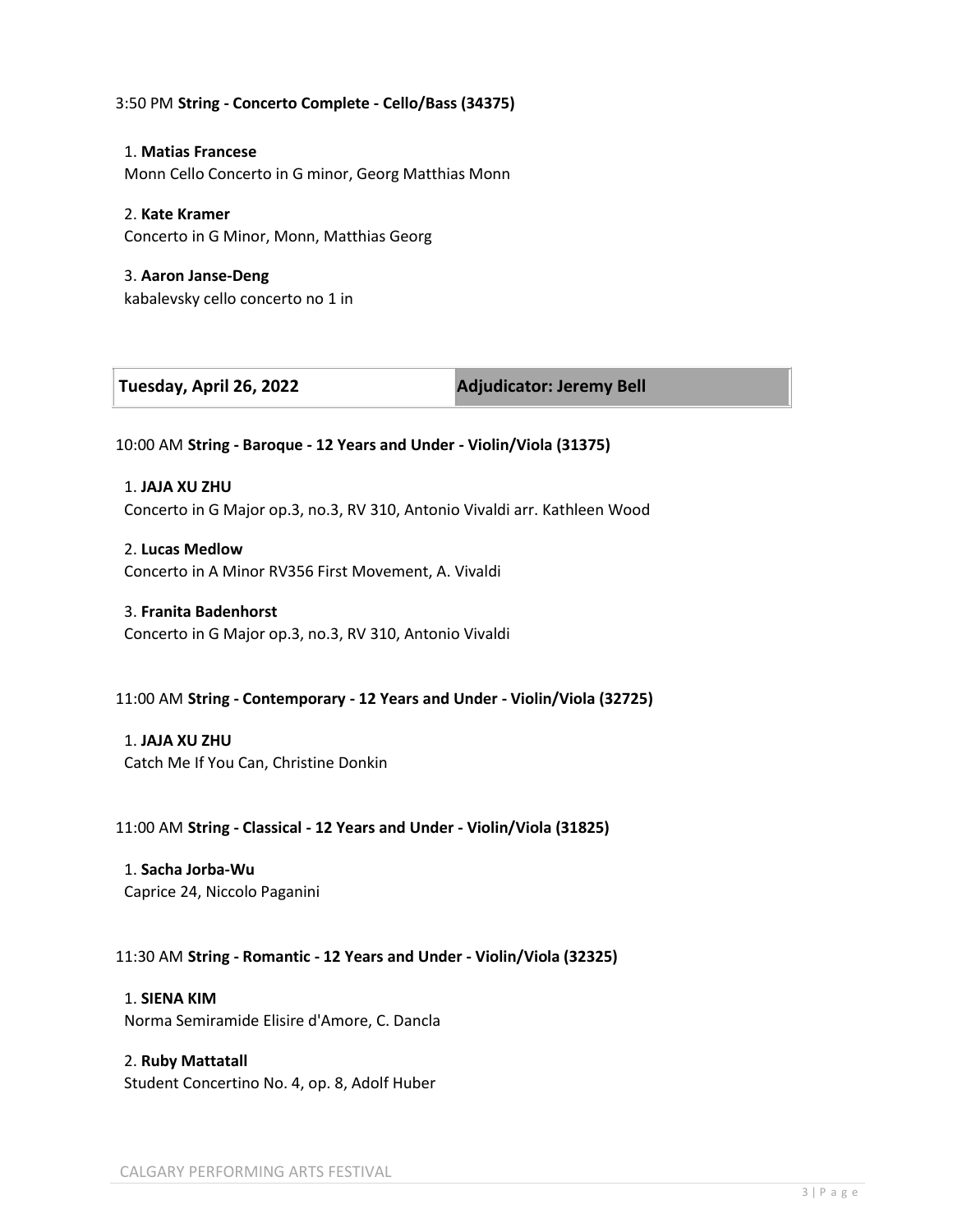3:50 PM **String - Concerto Complete - Cello/Bass (34375)**

1. **Matias Francese**
Monn Cello Concerto in G minor, Georg Matthias Monn

2. **Kate Kramer**
Concerto in G Minor, Monn, Matthias Georg

3. **Aaron Janse-Deng**
kabalevsky cello concerto no 1 in

| Tuesday, April 26, 2022 | Adjudicator: Jeremy Bell |
|---|---|

10:00 AM **String - Baroque - 12 Years and Under - Violin/Viola (31375)**

1. **JAJA XU ZHU**
Concerto in G Major op.3, no.3, RV 310, Antonio Vivaldi arr. Kathleen Wood

2. **Lucas Medlow**
Concerto in A Minor RV356 First Movement, A. Vivaldi

3. **Franita Badenhorst**
Concerto in G Major op.3, no.3, RV 310, Antonio Vivaldi

11:00 AM **String - Contemporary - 12 Years and Under - Violin/Viola (32725)**

1. **JAJA XU ZHU**
Catch Me If You Can, Christine Donkin

11:00 AM **String - Classical - 12 Years and Under - Violin/Viola (31825)**

1. **Sacha Jorba-Wu**
Caprice 24, Niccolo Paganini

11:30 AM **String - Romantic - 12 Years and Under - Violin/Viola (32325)**

1. **SIENA KIM**
Norma Semiramide Elisire d'Amore, C. Dancla

2. **Ruby Mattatall**
Student Concertino No. 4, op. 8, Adolf Huber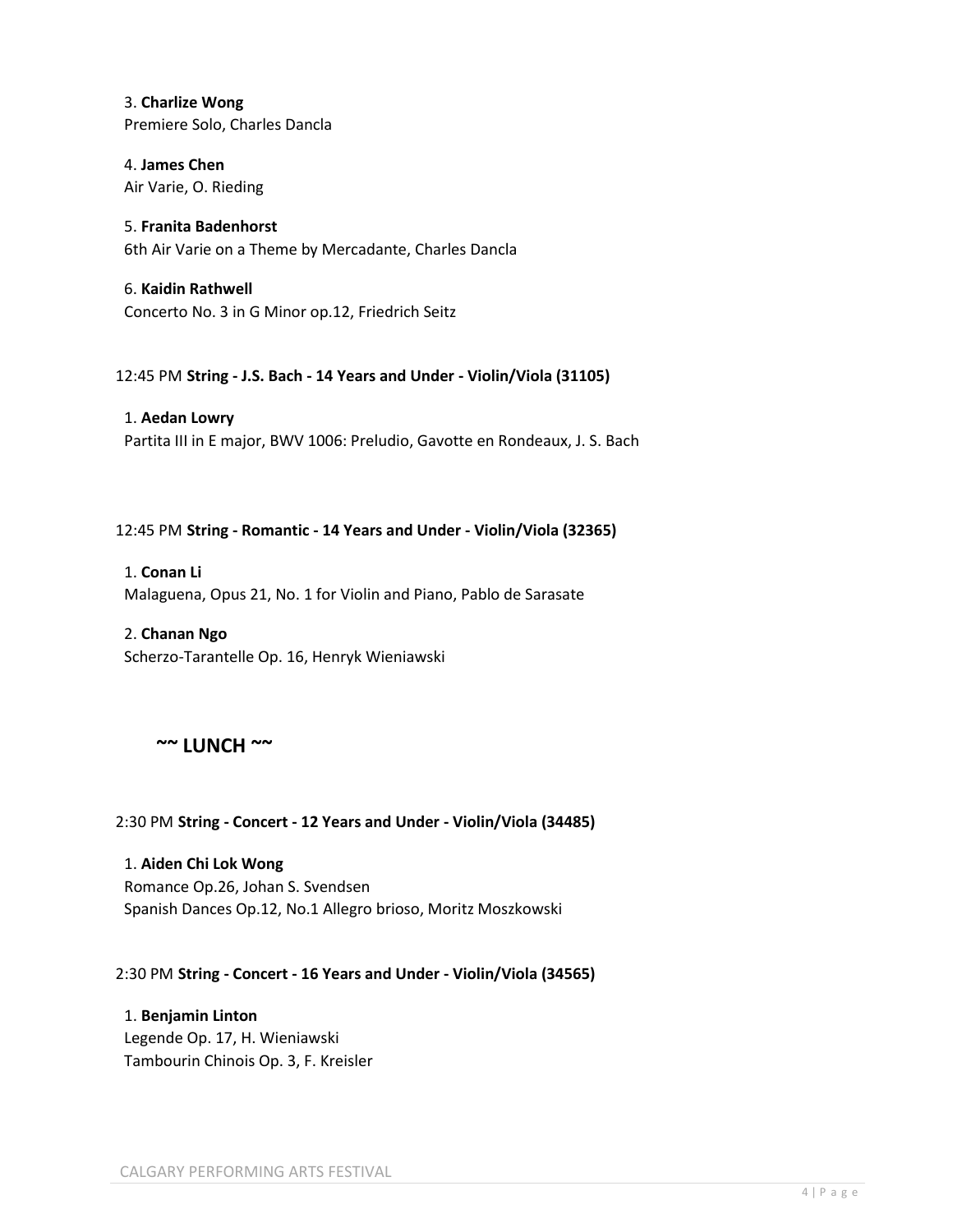3. **Charlize Wong**
Premiere Solo, Charles Dancla

4. **James Chen**
Air Varie, O. Rieding

5. **Franita Badenhorst**
6th Air Varie on a Theme by Mercadante, Charles Dancla

6. **Kaidin Rathwell**
Concerto No. 3 in G Minor op.12, Friedrich Seitz

12:45 PM **String - J.S. Bach - 14 Years and Under - Violin/Viola (31105)**

1. **Aedan Lowry**
Partita III in E major, BWV 1006: Preludio, Gavotte en Rondeaux, J. S. Bach

12:45 PM **String - Romantic - 14 Years and Under - Violin/Viola (32365)**

1. **Conan Li**
Malaguena, Opus 21, No. 1 for Violin and Piano, Pablo de Sarasate

2. **Chanan Ngo**
Scherzo-Tarantelle Op. 16, Henryk Wieniawski

**~~ LUNCH ~~**

2:30 PM **String - Concert - 12 Years and Under - Violin/Viola (34485)**

1. **Aiden Chi Lok Wong**
Romance Op.26, Johan S. Svendsen
Spanish Dances Op.12, No.1 Allegro brioso, Moritz Moszkowski

2:30 PM **String - Concert - 16 Years and Under - Violin/Viola (34565)**

1. **Benjamin Linton**
Legende Op. 17, H. Wieniawski
Tambourin Chinois Op. 3, F. Kreisler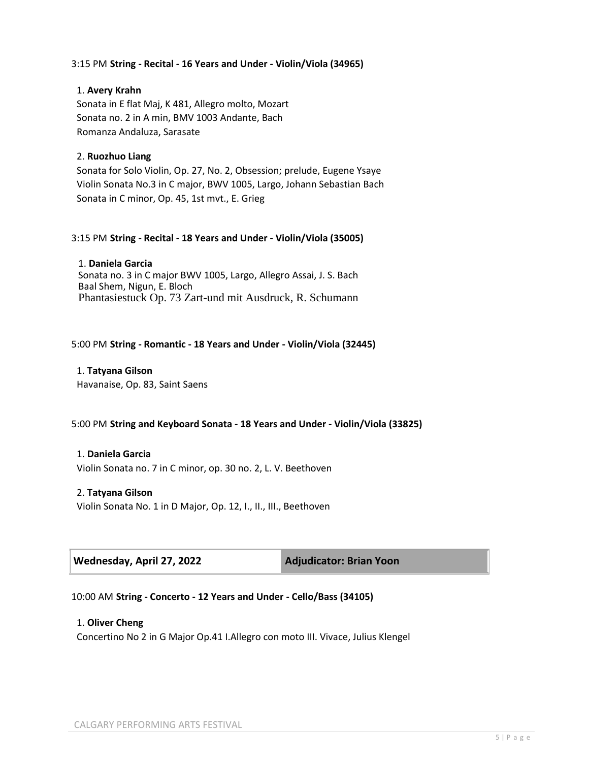3:15 PM **String - Recital - 16 Years and Under - Violin/Viola (34965)**

1. **Avery Krahn**
   Sonata in E flat Maj, K 481, Allegro molto, Mozart
   Sonata no. 2 in A min, BMV 1003 Andante, Bach
   Romanza Andaluza, Sarasate

2. **Ruozhuo Liang**
   Sonata for Solo Violin, Op. 27, No. 2, Obsession; prelude, Eugene Ysaye
   Violin Sonata No.3 in C major, BWV 1005, Largo, Johann Sebastian Bach
   Sonata in C minor, Op. 45, 1st mvt., E. Grieg

3:15 PM **String - Recital - 18 Years and Under - Violin/Viola (35005)**

1. **Daniela Garcia**
   Sonata no. 3 in C major BWV 1005, Largo, Allegro Assai, J. S. Bach
   Baal Shem, Nigun, E. Bloch
   Phantasiestuck Op. 73 Zart-und mit Ausdruck, R. Schumann

5:00 PM **String - Romantic - 18 Years and Under - Violin/Viola (32445)**

1. **Tatyana Gilson**
   Havanaise, Op. 83, Saint Saens

5:00 PM **String and Keyboard Sonata - 18 Years and Under - Violin/Viola (33825)**

1. **Daniela Garcia**
   Violin Sonata no. 7 in C minor, op. 30 no. 2, L. V. Beethoven

2. **Tatyana Gilson**
   Violin Sonata No. 1 in D Major, Op. 12, I., II., III., Beethoven

| **Wednesday, April 27, 2022** | **Adjudicator: Brian Yoon** |
| --- | --- |

10:00 AM **String - Concerto - 12 Years and Under - Cello/Bass (34105)**

1. **Oliver Cheng**
   Concertino No 2 in G Major Op.41 I.Allegro con moto III. Vivace, Julius Klengel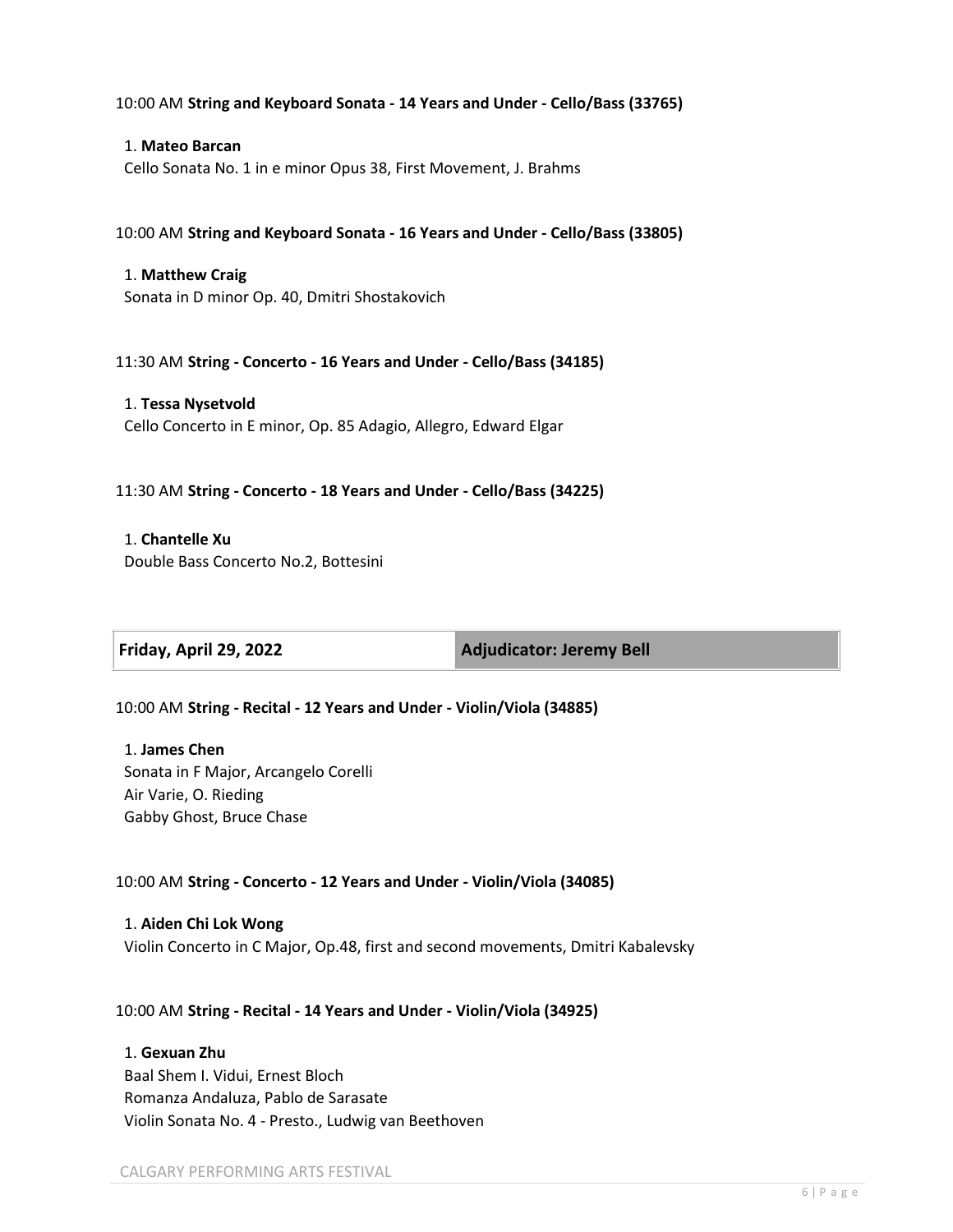10:00 AM **String and Keyboard Sonata - 14 Years and Under - Cello/Bass (33765)**

1. **Mateo Barcan**
   Cello Sonata No. 1 in e minor Opus 38, First Movement, J. Brahms

10:00 AM **String and Keyboard Sonata - 16 Years and Under - Cello/Bass (33805)**

1. **Matthew Craig**
   Sonata in D minor Op. 40, Dmitri Shostakovich

11:30 AM **String - Concerto - 16 Years and Under - Cello/Bass (34185)**

1. **Tessa Nysetvold**
   Cello Concerto in E minor, Op. 85 Adagio, Allegro, Edward Elgar

11:30 AM **String - Concerto - 18 Years and Under - Cello/Bass (34225)**

1. **Chantelle Xu**
   Double Bass Concerto No.2, Bottesini

| **Friday, April 29, 2022** | **Adjudicator: Jeremy Bell** |
| --- | --- |

10:00 AM **String - Recital - 12 Years and Under - Violin/Viola (34885)**

1. **James Chen**
   Sonata in F Major, Arcangelo Corelli
   Air Varie, O. Rieding
   Gabby Ghost, Bruce Chase

10:00 AM **String - Concerto - 12 Years and Under - Violin/Viola (34085)**

1. **Aiden Chi Lok Wong**
   Violin Concerto in C Major, Op.48, first and second movements, Dmitri Kabalevsky

10:00 AM **String - Recital - 14 Years and Under - Violin/Viola (34925)**

1. **Gexuan Zhu**
   Baal Shem I. Vidui, Ernest Bloch
   Romanza Andaluza, Pablo de Sarasate
   Violin Sonata No. 4 - Presto., Ludwig van Beethoven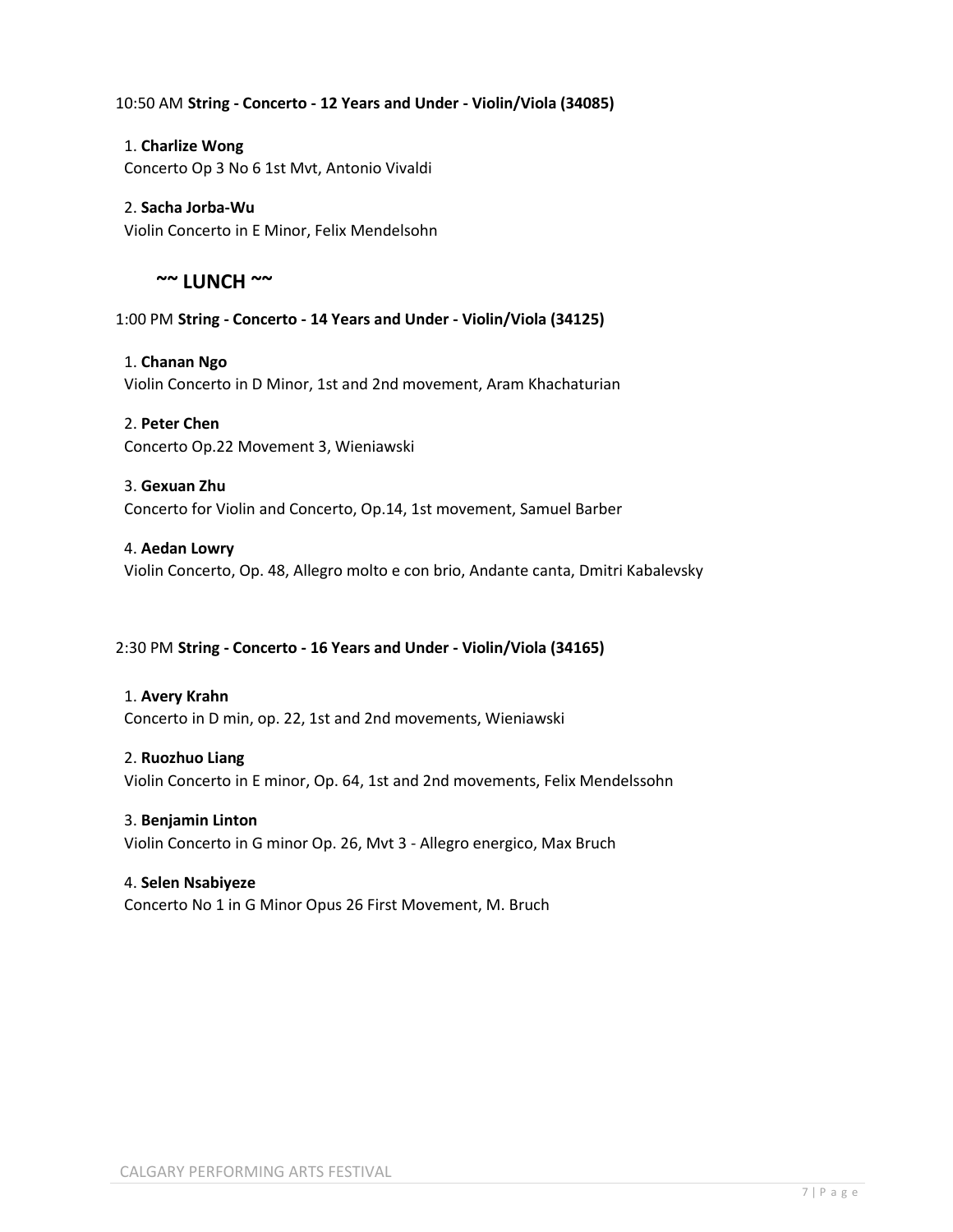10:50 AM **String - Concerto - 12 Years and Under - Violin/Viola (34085)**

1. **Charlize Wong**
Concerto Op 3 No 6 1st Mvt, Antonio Vivaldi

2. **Sacha Jorba-Wu**
Violin Concerto in E Minor, Felix Mendelsohn

## ~~ LUNCH ~~

1:00 PM **String - Concerto - 14 Years and Under - Violin/Viola (34125)**

1. **Chanan Ngo**
Violin Concerto in D Minor, 1st and 2nd movement, Aram Khachaturian

2. **Peter Chen**
Concerto Op.22 Movement 3, Wieniawski

3. **Gexuan Zhu**
Concerto for Violin and Concerto, Op.14, 1st movement, Samuel Barber

4. **Aedan Lowry**
Violin Concerto, Op. 48, Allegro molto e con brio, Andante canta, Dmitri Kabalevsky

2:30 PM **String - Concerto - 16 Years and Under - Violin/Viola (34165)**

1. **Avery Krahn**
Concerto in D min, op. 22, 1st and 2nd movements, Wieniawski

2. **Ruozhuo Liang**
Violin Concerto in E minor, Op. 64, 1st and 2nd movements, Felix Mendelssohn

3. **Benjamin Linton**
Violin Concerto in G minor Op. 26, Mvt 3 - Allegro energico, Max Bruch

4. **Selen Nsabiyeze**
Concerto No 1 in G Minor Opus 26 First Movement, M. Bruch